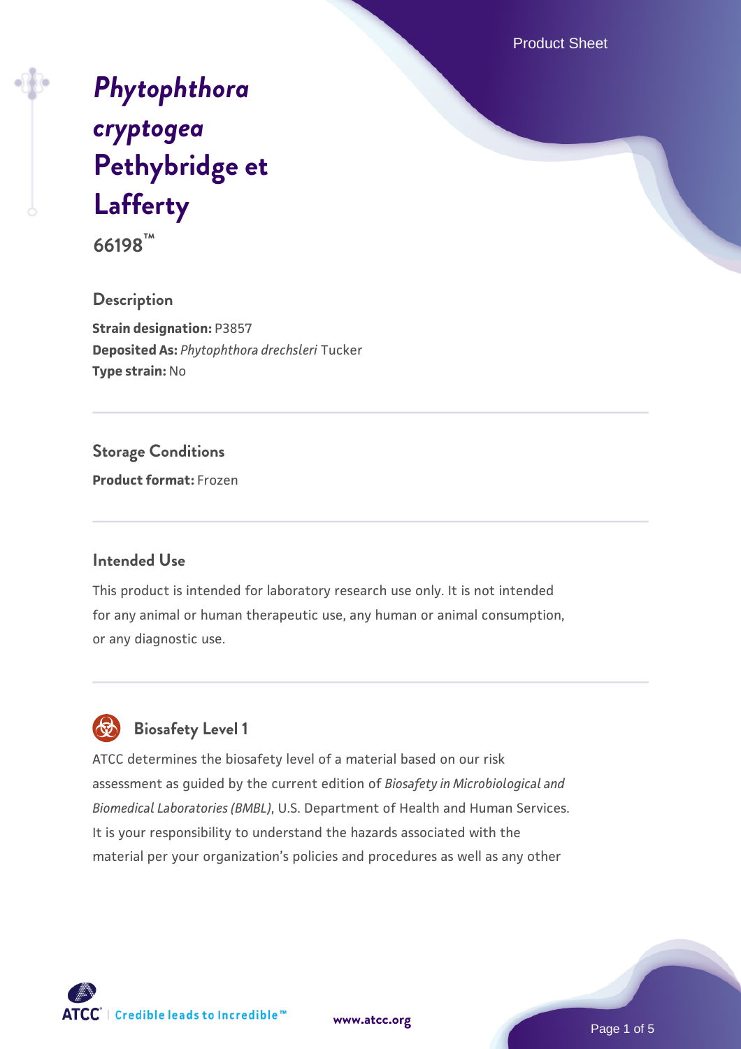# *Phytophthora cryptogea* Pethybridge et Lafferty

**66198™**

## Description

**Strain designation:** P3857

**Deposited As:** *Phytophthora drechsleri* Tucker

**Type strain:** No

## Storage Conditions

**Product format:** Frozen

## Intended Use

This product is intended for laboratory research use only. It is not intended for any animal or human therapeutic use, any human or animal consumption, or any diagnostic use.

## Biosafety Level 1

ATCC determines the biosafety level of a material based on our risk assessment as guided by the current edition of *Biosafety in Microbiological and Biomedical Laboratories (BMBL)*, U.S. Department of Health and Human Services. It is your responsibility to understand the hazards associated with the material per your organization's policies and procedures as well as any other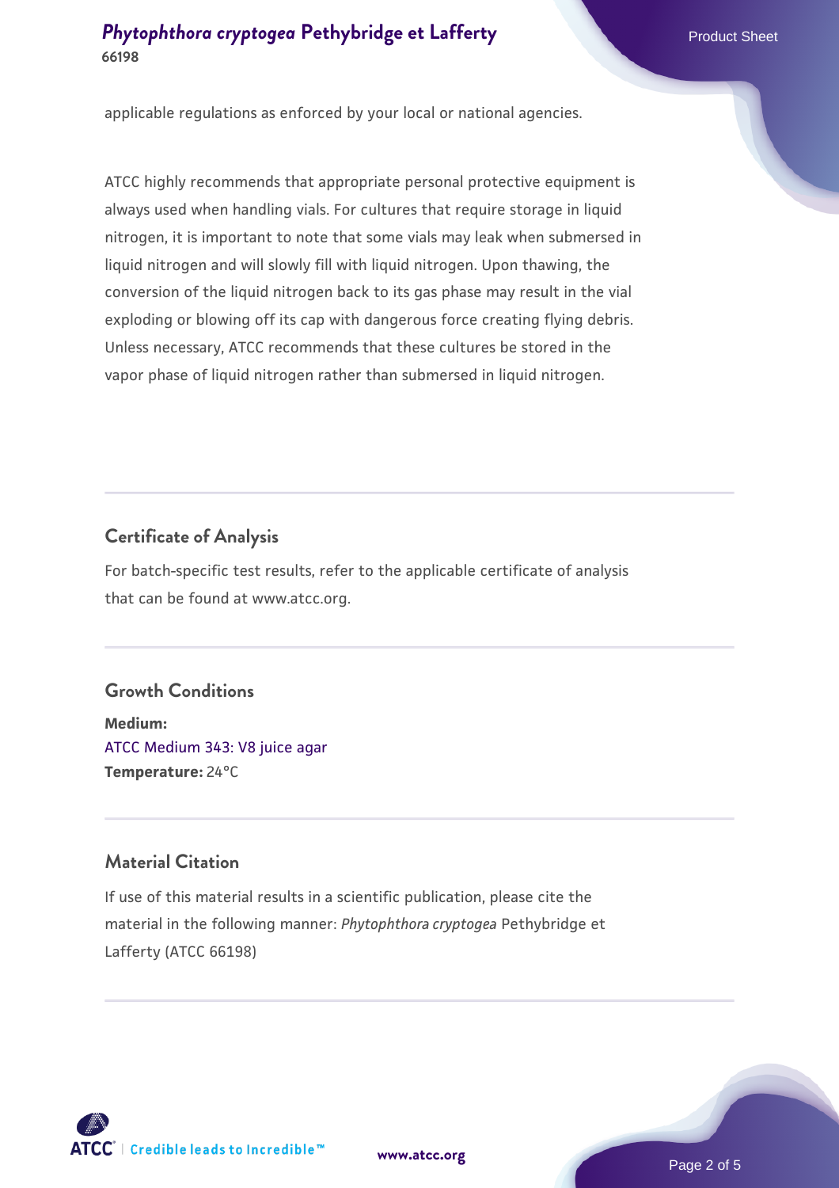applicable regulations as enforced by your local or national agencies.

ATCC highly recommends that appropriate personal protective equipment is always used when handling vials. For cultures that require storage in liquid nitrogen, it is important to note that some vials may leak when submersed in liquid nitrogen and will slowly fill with liquid nitrogen. Upon thawing, the conversion of the liquid nitrogen back to its gas phase may result in the vial exploding or blowing off its cap with dangerous force creating flying debris. Unless necessary, ATCC recommends that these cultures be stored in the vapor phase of liquid nitrogen rather than submersed in liquid nitrogen.

## Certificate of Analysis

For batch-specific test results, refer to the applicable certificate of analysis that can be found at www.atcc.org.

## Growth Conditions

**Medium:**
ATCC Medium 343: V8 juice agar
**Temperature:** 24°C

## Material Citation

If use of this material results in a scientific publication, please cite the material in the following manner: *Phytophthora cryptogea* Pethybridge et Lafferty (ATCC 66198)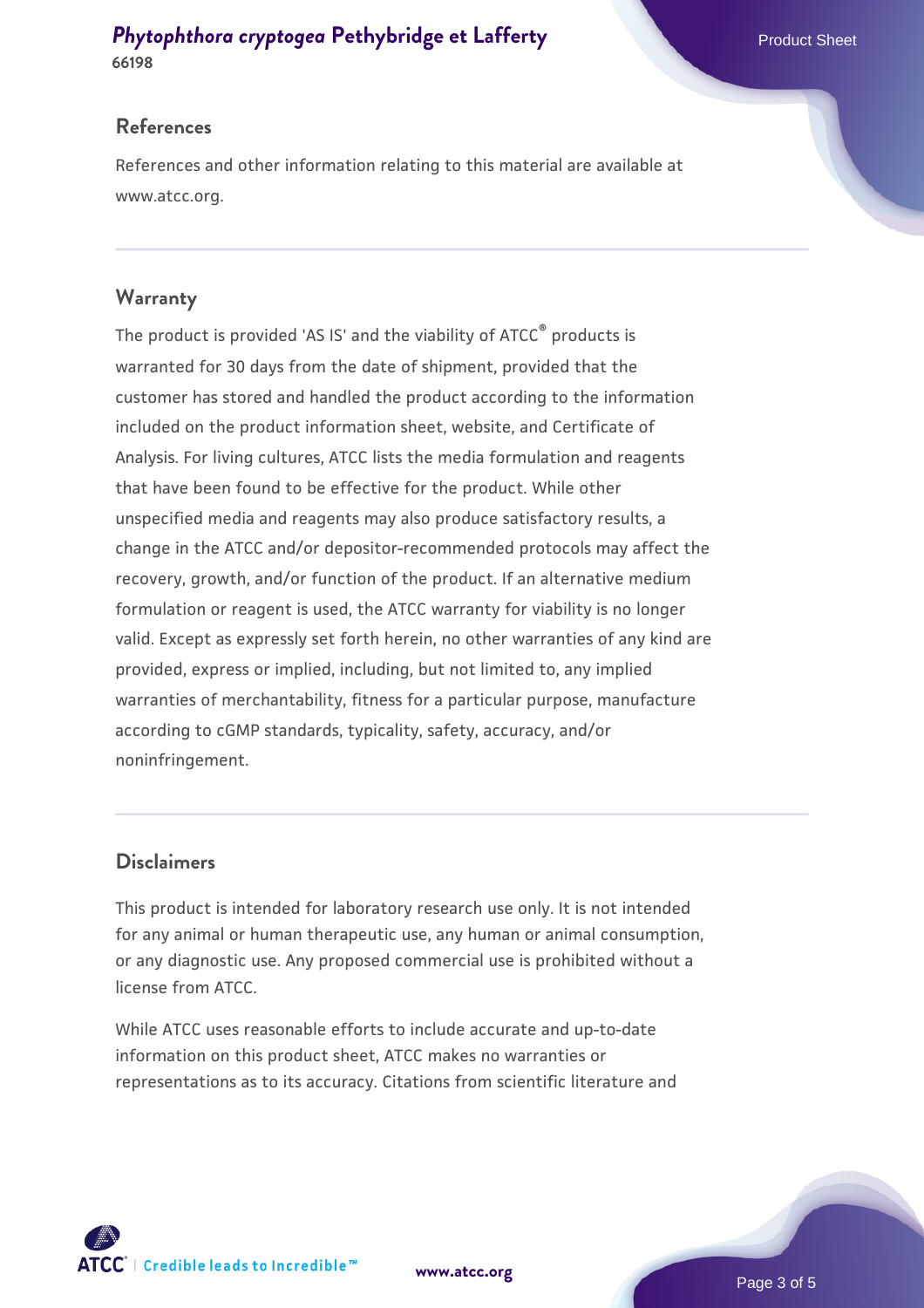## References

References and other information relating to this material are available at www.atcc.org.

## Warranty

The product is provided 'AS IS' and the viability of ATCC® products is warranted for 30 days from the date of shipment, provided that the customer has stored and handled the product according to the information included on the product information sheet, website, and Certificate of Analysis. For living cultures, ATCC lists the media formulation and reagents that have been found to be effective for the product. While other unspecified media and reagents may also produce satisfactory results, a change in the ATCC and/or depositor-recommended protocols may affect the recovery, growth, and/or function of the product. If an alternative medium formulation or reagent is used, the ATCC warranty for viability is no longer valid. Except as expressly set forth herein, no other warranties of any kind are provided, express or implied, including, but not limited to, any implied warranties of merchantability, fitness for a particular purpose, manufacture according to cGMP standards, typicality, safety, accuracy, and/or noninfringement.

## Disclaimers

This product is intended for laboratory research use only. It is not intended for any animal or human therapeutic use, any human or animal consumption, or any diagnostic use. Any proposed commercial use is prohibited without a license from ATCC.

While ATCC uses reasonable efforts to include accurate and up-to-date information on this product sheet, ATCC makes no warranties or representations as to its accuracy. Citations from scientific literature and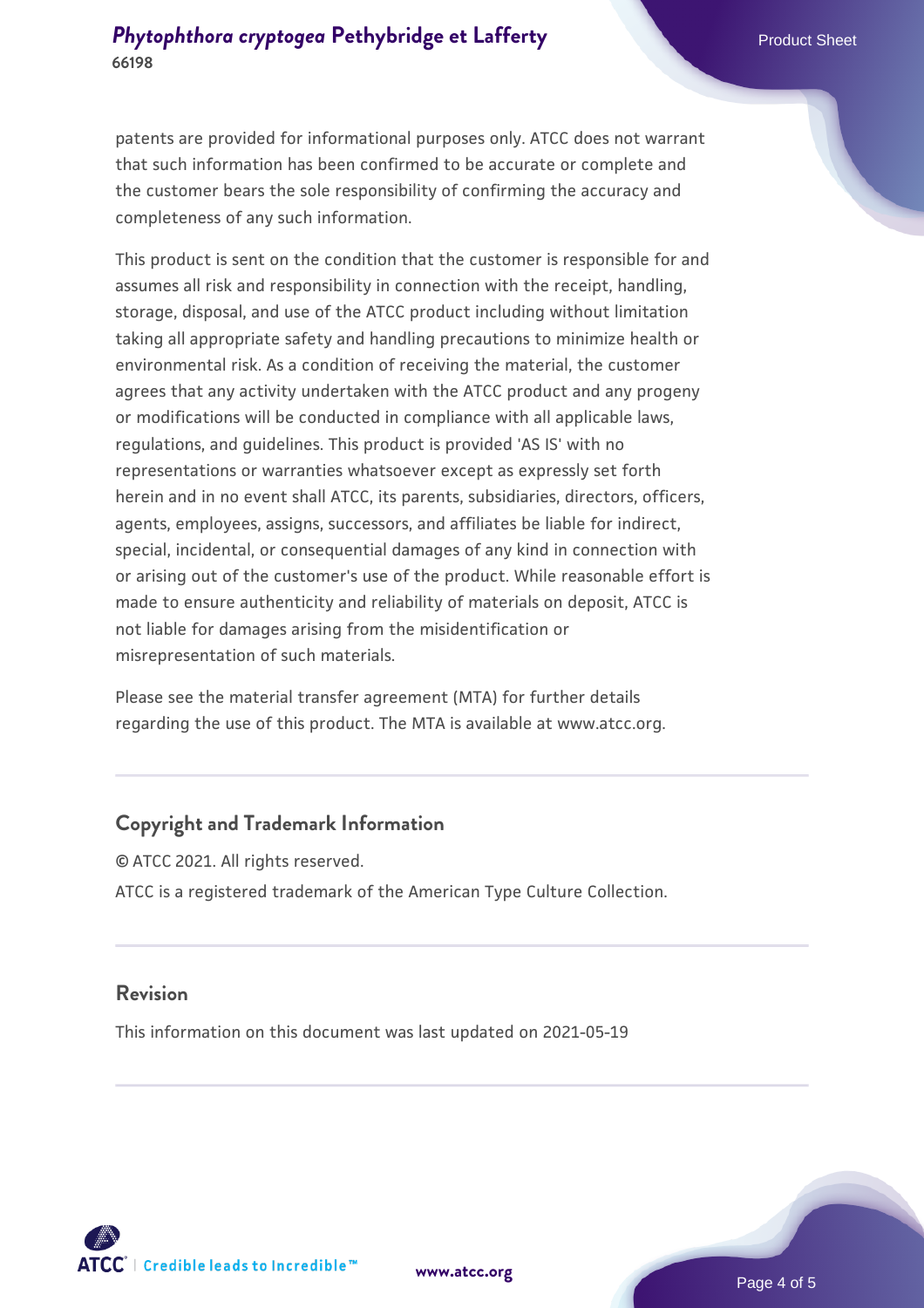patents are provided for informational purposes only. ATCC does not warrant that such information has been confirmed to be accurate or complete and the customer bears the sole responsibility of confirming the accuracy and completeness of any such information.

This product is sent on the condition that the customer is responsible for and assumes all risk and responsibility in connection with the receipt, handling, storage, disposal, and use of the ATCC product including without limitation taking all appropriate safety and handling precautions to minimize health or environmental risk. As a condition of receiving the material, the customer agrees that any activity undertaken with the ATCC product and any progeny or modifications will be conducted in compliance with all applicable laws, regulations, and guidelines. This product is provided 'AS IS' with no representations or warranties whatsoever except as expressly set forth herein and in no event shall ATCC, its parents, subsidiaries, directors, officers, agents, employees, assigns, successors, and affiliates be liable for indirect, special, incidental, or consequential damages of any kind in connection with or arising out of the customer's use of the product. While reasonable effort is made to ensure authenticity and reliability of materials on deposit, ATCC is not liable for damages arising from the misidentification or misrepresentation of such materials.

Please see the material transfer agreement (MTA) for further details regarding the use of this product. The MTA is available at www.atcc.org.

## Copyright and Trademark Information

© ATCC 2021. All rights reserved.

ATCC is a registered trademark of the American Type Culture Collection.

## Revision

This information on this document was last updated on 2021-05-19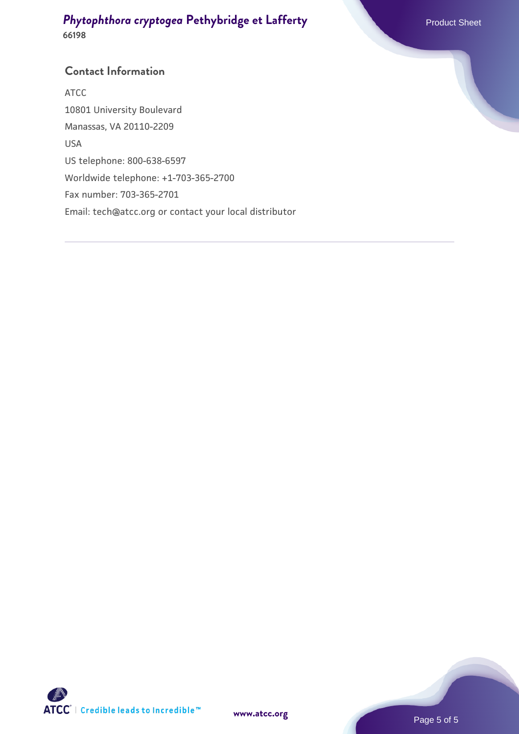## Contact Information

ATCC

10801 University Boulevard

Manassas, VA 20110-2209

USA

US telephone: 800-638-6597

Worldwide telephone: +1-703-365-2700

Fax number: 703-365-2701

Email: tech@atcc.org or contact your local distributor